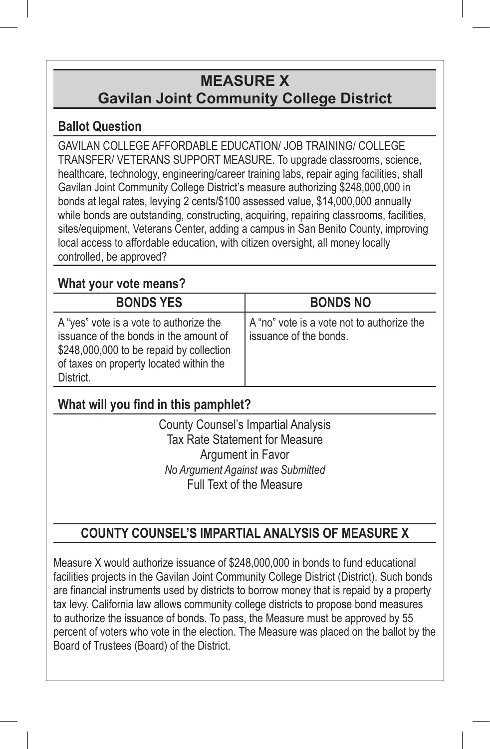# MEASURE X
## Gavilan Joint Community College District

### Ballot Question

GAVILAN COLLEGE AFFORDABLE EDUCATION/ JOB TRAINING/ COLLEGE TRANSFER/ VETERANS SUPPORT MEASURE. To upgrade classrooms, science, healthcare, technology, engineering/career training labs, repair aging facilities, shall Gavilan Joint Community College District's measure authorizing $248,000,000 in bonds at legal rates, levying 2 cents/$100 assessed value, $14,000,000 annually while bonds are outstanding, constructing, acquiring, repairing classrooms, facilities, sites/equipment, Veterans Center, adding a campus in San Benito County, improving local access to affordable education, with citizen oversight, all money locally controlled, be approved?

### What your vote means?

| BONDS YES | BONDS NO |
|---|---|
| A "yes" vote is a vote to authorize the issuance of the bonds in the amount of $248,000,000 to be repaid by collection of taxes on property located within the District. | A "no" vote is a vote not to authorize the issuance of the bonds. |

### What will you find in this pamphlet?

County Counsel's Impartial Analysis
Tax Rate Statement for Measure
Argument in Favor
*No Argument Against was Submitted*
Full Text of the Measure

## COUNTY COUNSEL'S IMPARTIAL ANALYSIS OF MEASURE X

Measure X would authorize issuance of $248,000,000 in bonds to fund educational facilities projects in the Gavilan Joint Community College District (District). Such bonds are financial instruments used by districts to borrow money that is repaid by a property tax levy. California law allows community college districts to propose bond measures to authorize the issuance of bonds. To pass, the Measure must be approved by 55 percent of voters who vote in the election. The Measure was placed on the ballot by the Board of Trustees (Board) of the District.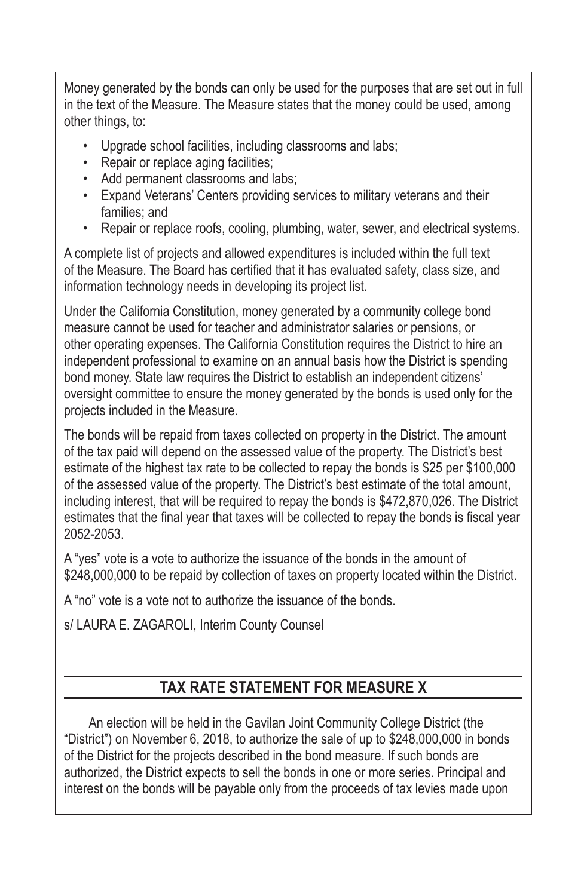Money generated by the bonds can only be used for the purposes that are set out in full in the text of the Measure. The Measure states that the money could be used, among other things, to:

- Upgrade school facilities, including classrooms and labs;
- Repair or replace aging facilities;
- Add permanent classrooms and labs;
- Expand Veterans' Centers providing services to military veterans and their families; and
- Repair or replace roofs, cooling, plumbing, water, sewer, and electrical systems.

A complete list of projects and allowed expenditures is included within the full text of the Measure. The Board has certified that it has evaluated safety, class size, and information technology needs in developing its project list.

Under the California Constitution, money generated by a community college bond measure cannot be used for teacher and administrator salaries or pensions, or other operating expenses. The California Constitution requires the District to hire an independent professional to examine on an annual basis how the District is spending bond money. State law requires the District to establish an independent citizens' oversight committee to ensure the money generated by the bonds is used only for the projects included in the Measure.

The bonds will be repaid from taxes collected on property in the District. The amount of the tax paid will depend on the assessed value of the property. The District's best estimate of the highest tax rate to be collected to repay the bonds is $25 per $100,000 of the assessed value of the property. The District's best estimate of the total amount, including interest, that will be required to repay the bonds is $472,870,026. The District estimates that the final year that taxes will be collected to repay the bonds is fiscal year 2052-2053.

A "yes" vote is a vote to authorize the issuance of the bonds in the amount of $248,000,000 to be repaid by collection of taxes on property located within the District.

A "no" vote is a vote not to authorize the issuance of the bonds.

s/ LAURA E. ZAGAROLI, Interim County Counsel

## TAX RATE STATEMENT FOR MEASURE X

An election will be held in the Gavilan Joint Community College District (the "District") on November 6, 2018, to authorize the sale of up to $248,000,000 in bonds of the District for the projects described in the bond measure. If such bonds are authorized, the District expects to sell the bonds in one or more series. Principal and interest on the bonds will be payable only from the proceeds of tax levies made upon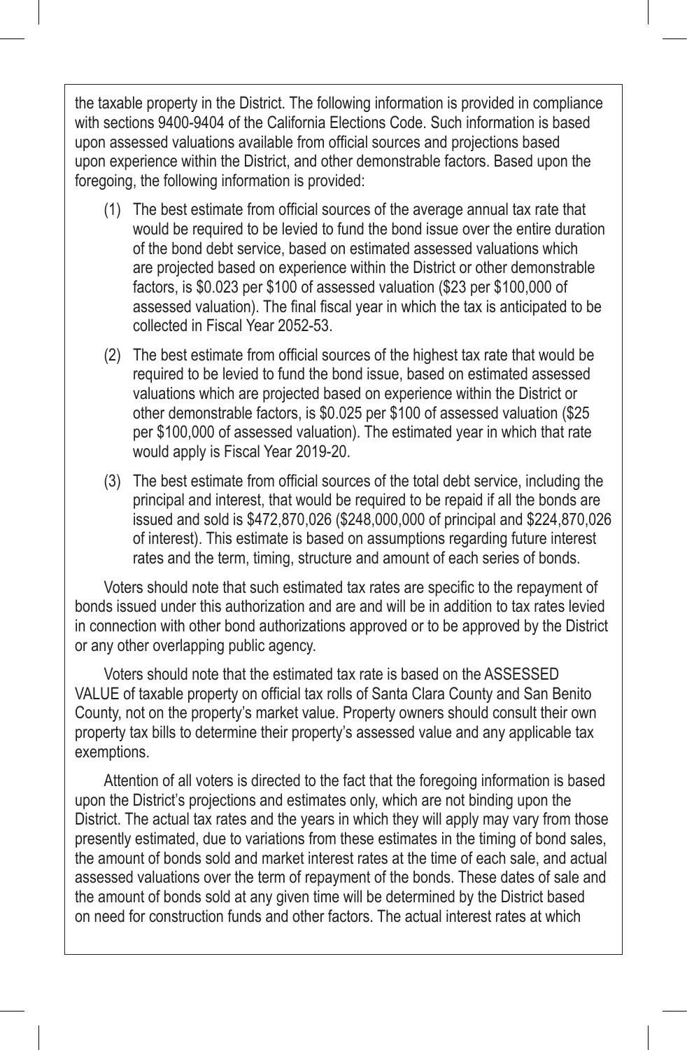the taxable property in the District. The following information is provided in compliance with sections 9400-9404 of the California Elections Code. Such information is based upon assessed valuations available from official sources and projections based upon experience within the District, and other demonstrable factors. Based upon the foregoing, the following information is provided:

(1) The best estimate from official sources of the average annual tax rate that would be required to be levied to fund the bond issue over the entire duration of the bond debt service, based on estimated assessed valuations which are projected based on experience within the District or other demonstrable factors, is $0.023 per $100 of assessed valuation ($23 per $100,000 of assessed valuation). The final fiscal year in which the tax is anticipated to be collected in Fiscal Year 2052-53.

(2) The best estimate from official sources of the highest tax rate that would be required to be levied to fund the bond issue, based on estimated assessed valuations which are projected based on experience within the District or other demonstrable factors, is $0.025 per $100 of assessed valuation ($25 per $100,000 of assessed valuation). The estimated year in which that rate would apply is Fiscal Year 2019-20.

(3) The best estimate from official sources of the total debt service, including the principal and interest, that would be required to be repaid if all the bonds are issued and sold is $472,870,026 ($248,000,000 of principal and $224,870,026 of interest). This estimate is based on assumptions regarding future interest rates and the term, timing, structure and amount of each series of bonds.

Voters should note that such estimated tax rates are specific to the repayment of bonds issued under this authorization and are and will be in addition to tax rates levied in connection with other bond authorizations approved or to be approved by the District or any other overlapping public agency.

Voters should note that the estimated tax rate is based on the ASSESSED VALUE of taxable property on official tax rolls of Santa Clara County and San Benito County, not on the property's market value. Property owners should consult their own property tax bills to determine their property's assessed value and any applicable tax exemptions.

Attention of all voters is directed to the fact that the foregoing information is based upon the District's projections and estimates only, which are not binding upon the District. The actual tax rates and the years in which they will apply may vary from those presently estimated, due to variations from these estimates in the timing of bond sales, the amount of bonds sold and market interest rates at the time of each sale, and actual assessed valuations over the term of repayment of the bonds. These dates of sale and the amount of bonds sold at any given time will be determined by the District based on need for construction funds and other factors. The actual interest rates at which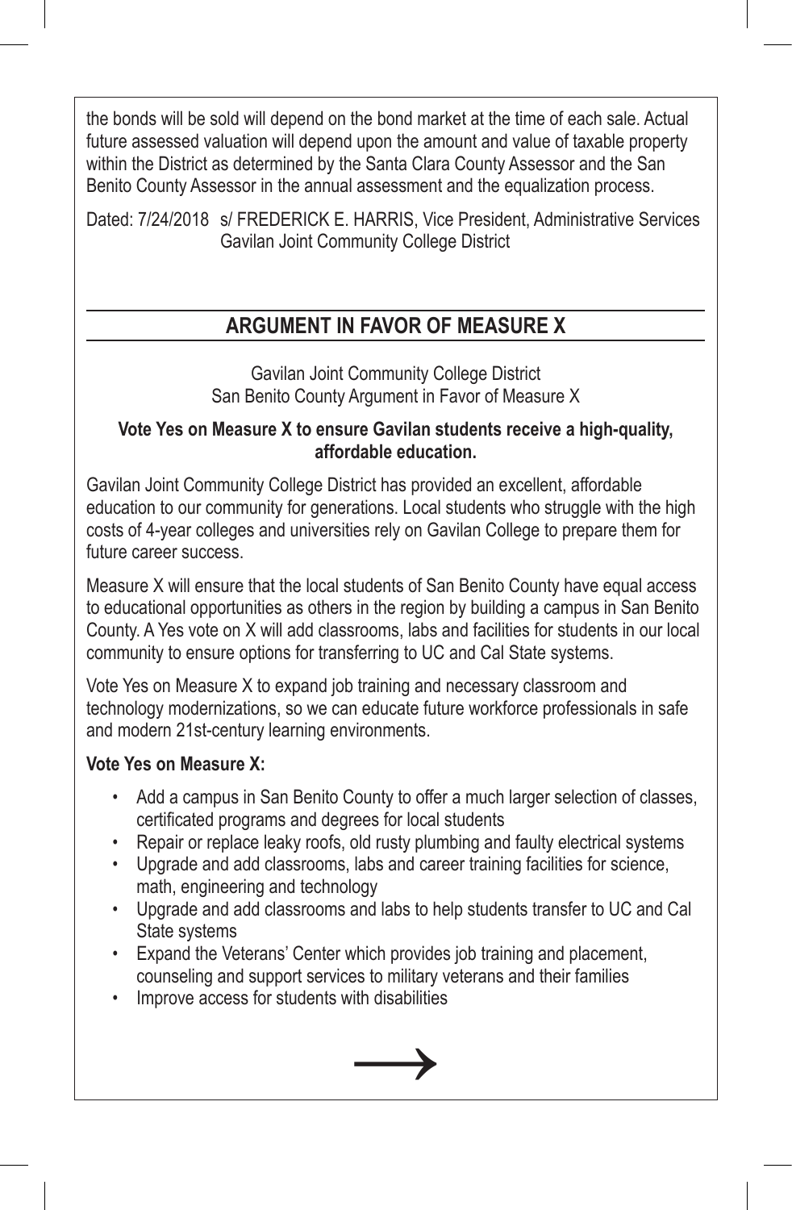the bonds will be sold will depend on the bond market at the time of each sale. Actual future assessed valuation will depend upon the amount and value of taxable property within the District as determined by the Santa Clara County Assessor and the San Benito County Assessor in the annual assessment and the equalization process.

Dated: 7/24/2018 s/ FREDERICK E. HARRIS, Vice President, Administrative Services
Gavilan Joint Community College District

## ARGUMENT IN FAVOR OF MEASURE X

Gavilan Joint Community College District
San Benito County Argument in Favor of Measure X

**Vote Yes on Measure X to ensure Gavilan students receive a high-quality, affordable education.**

Gavilan Joint Community College District has provided an excellent, affordable education to our community for generations. Local students who struggle with the high costs of 4-year colleges and universities rely on Gavilan College to prepare them for future career success.

Measure X will ensure that the local students of San Benito County have equal access to educational opportunities as others in the region by building a campus in San Benito County. A Yes vote on X will add classrooms, labs and facilities for students in our local community to ensure options for transferring to UC and Cal State systems.

Vote Yes on Measure X to expand job training and necessary classroom and technology modernizations, so we can educate future workforce professionals in safe and modern 21st-century learning environments.

**Vote Yes on Measure X:**

- Add a campus in San Benito County to offer a much larger selection of classes, certificated programs and degrees for local students
- Repair or replace leaky roofs, old rusty plumbing and faulty electrical systems
- Upgrade and add classrooms, labs and career training facilities for science, math, engineering and technology
- Upgrade and add classrooms and labs to help students transfer to UC and Cal State systems
- Expand the Veterans' Center which provides job training and placement, counseling and support services to military veterans and their families
- Improve access for students with disabilities

⟶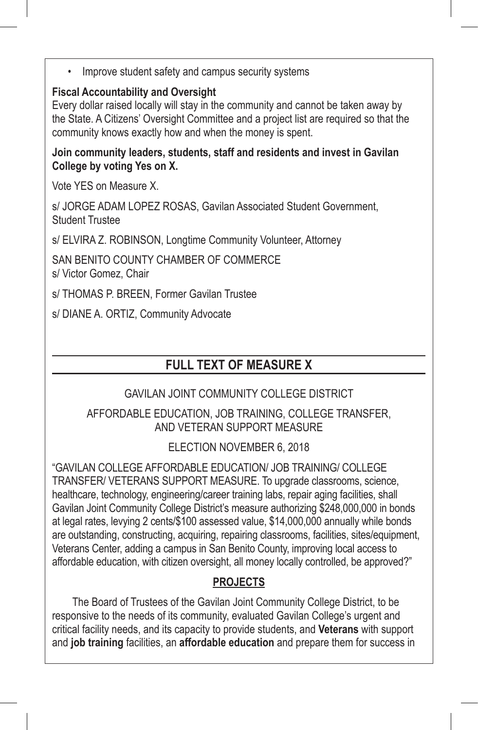- Improve student safety and campus security systems

**Fiscal Accountability and Oversight**
Every dollar raised locally will stay in the community and cannot be taken away by the State. A Citizens' Oversight Committee and a project list are required so that the community knows exactly how and when the money is spent.

**Join community leaders, students, staff and residents and invest in Gavilan College by voting Yes on X.**

Vote YES on Measure X.

s/ JORGE ADAM LOPEZ ROSAS, Gavilan Associated Student Government, Student Trustee

s/ ELVIRA Z. ROBINSON, Longtime Community Volunteer, Attorney

SAN BENITO COUNTY CHAMBER OF COMMERCE
s/ Victor Gomez, Chair

s/ THOMAS P. BREEN, Former Gavilan Trustee

s/ DIANE A. ORTIZ, Community Advocate

## FULL TEXT OF MEASURE X

GAVILAN JOINT COMMUNITY COLLEGE DISTRICT

AFFORDABLE EDUCATION, JOB TRAINING, COLLEGE TRANSFER, AND VETERAN SUPPORT MEASURE

ELECTION NOVEMBER 6, 2018

"GAVILAN COLLEGE AFFORDABLE EDUCATION/ JOB TRAINING/ COLLEGE TRANSFER/ VETERANS SUPPORT MEASURE. To upgrade classrooms, science, healthcare, technology, engineering/career training labs, repair aging facilities, shall Gavilan Joint Community College District's measure authorizing $248,000,000 in bonds at legal rates, levying 2 cents/$100 assessed value, $14,000,000 annually while bonds are outstanding, constructing, acquiring, repairing classrooms, facilities, sites/equipment, Veterans Center, adding a campus in San Benito County, improving local access to affordable education, with citizen oversight, all money locally controlled, be approved?"

### PROJECTS

The Board of Trustees of the Gavilan Joint Community College District, to be responsive to the needs of its community, evaluated Gavilan College's urgent and critical facility needs, and its capacity to provide students, and **Veterans** with support and **job training** facilities, an **affordable education** and prepare them for success in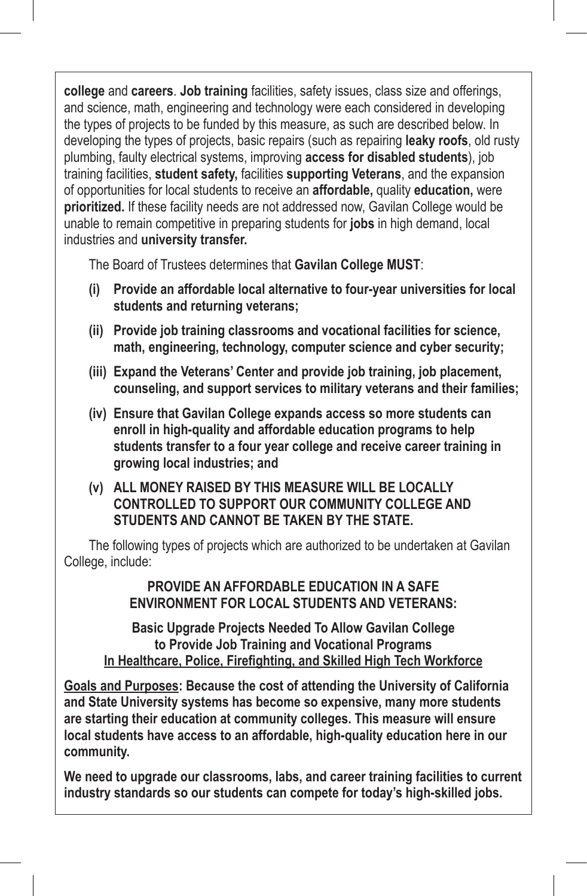**college** and **careers**. **Job training** facilities, safety issues, class size and offerings, and science, math, engineering and technology were each considered in developing the types of projects to be funded by this measure, as such are described below. In developing the types of projects, basic repairs (such as repairing **leaky roofs**, old rusty plumbing, faulty electrical systems, improving **access for disabled students**), job training facilities, **student safety,** facilities **supporting Veterans**, and the expansion of opportunities for local students to receive an **affordable,** quality **education,** were **prioritized.** If these facility needs are not addressed now, Gavilan College would be unable to remain competitive in preparing students for **jobs** in high demand, local industries and **university transfer.**

The Board of Trustees determines that **Gavilan College MUST**:

**(i) Provide an affordable local alternative to four-year universities for local students and returning veterans;**

**(ii) Provide job training classrooms and vocational facilities for science, math, engineering, technology, computer science and cyber security;**

**(iii) Expand the Veterans' Center and provide job training, job placement, counseling, and support services to military veterans and their families;**

**(iv) Ensure that Gavilan College expands access so more students can enroll in high-quality and affordable education programs to help students transfer to a four year college and receive career training in growing local industries; and**

**(v) ALL MONEY RAISED BY THIS MEASURE WILL BE LOCALLY CONTROLLED TO SUPPORT OUR COMMUNITY COLLEGE AND STUDENTS AND CANNOT BE TAKEN BY THE STATE.**

The following types of projects which are authorized to be undertaken at Gavilan College, include:

**PROVIDE AN AFFORDABLE EDUCATION IN A SAFE ENVIRONMENT FOR LOCAL STUDENTS AND VETERANS:**

**Basic Upgrade Projects Needed To Allow Gavilan College to Provide Job Training and Vocational Programs**
**In Healthcare, Police, Firefighting, and Skilled High Tech Workforce**

**Goals and Purposes: Because the cost of attending the University of California and State University systems has become so expensive, many more students are starting their education at community colleges. This measure will ensure local students have access to an affordable, high-quality education here in our community.**

**We need to upgrade our classrooms, labs, and career training facilities to current industry standards so our students can compete for today's high-skilled jobs.**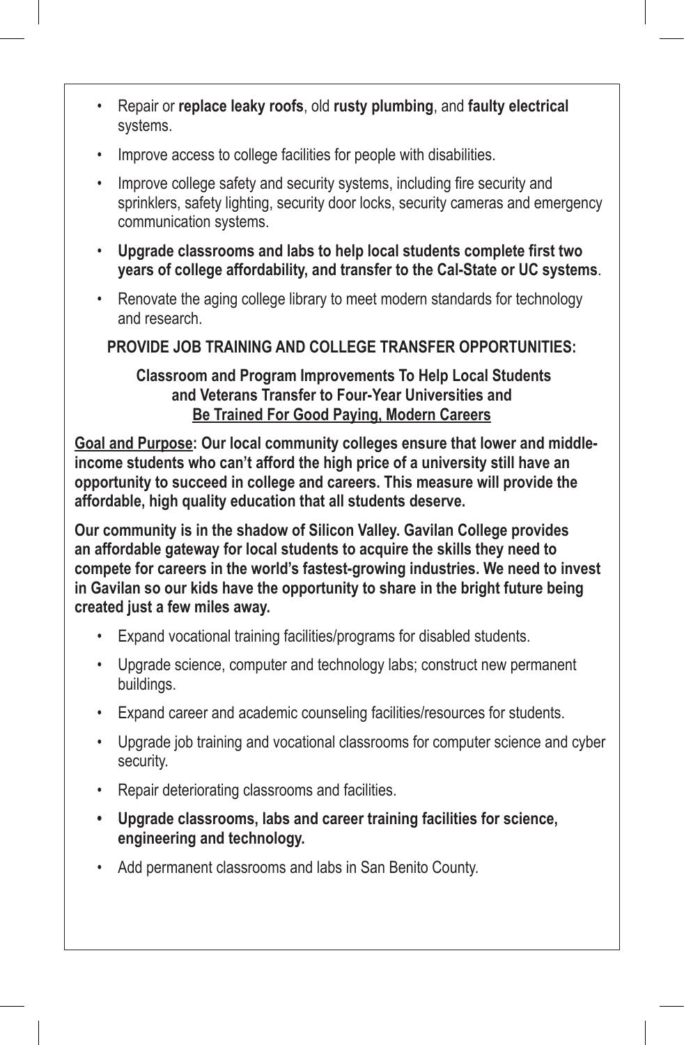- Repair or **replace leaky roofs**, old **rusty plumbing**, and **faulty electrical** systems.
- Improve access to college facilities for people with disabilities.
- Improve college safety and security systems, including fire security and sprinklers, safety lighting, security door locks, security cameras and emergency communication systems.
- **Upgrade classrooms and labs to help local students complete first two years of college affordability, and transfer to the Cal-State or UC systems**.
- Renovate the aging college library to meet modern standards for technology and research.

**PROVIDE JOB TRAINING AND COLLEGE TRANSFER OPPORTUNITIES:**

**Classroom and Program Improvements To Help Local Students and Veterans Transfer to Four-Year Universities and <u>Be Trained For Good Paying, Modern Careers</u>**

**<u>Goal and Purpose</u>: Our local community colleges ensure that lower and middle-income students who can't afford the high price of a university still have an opportunity to succeed in college and careers. This measure will provide the affordable, high quality education that all students deserve.**

**Our community is in the shadow of Silicon Valley. Gavilan College provides an affordable gateway for local students to acquire the skills they need to compete for careers in the world's fastest-growing industries. We need to invest in Gavilan so our kids have the opportunity to share in the bright future being created just a few miles away.**

- Expand vocational training facilities/programs for disabled students.
- Upgrade science, computer and technology labs; construct new permanent buildings.
- Expand career and academic counseling facilities/resources for students.
- Upgrade job training and vocational classrooms for computer science and cyber security.
- Repair deteriorating classrooms and facilities.
- **Upgrade classrooms, labs and career training facilities for science, engineering and technology.**
- Add permanent classrooms and labs in San Benito County.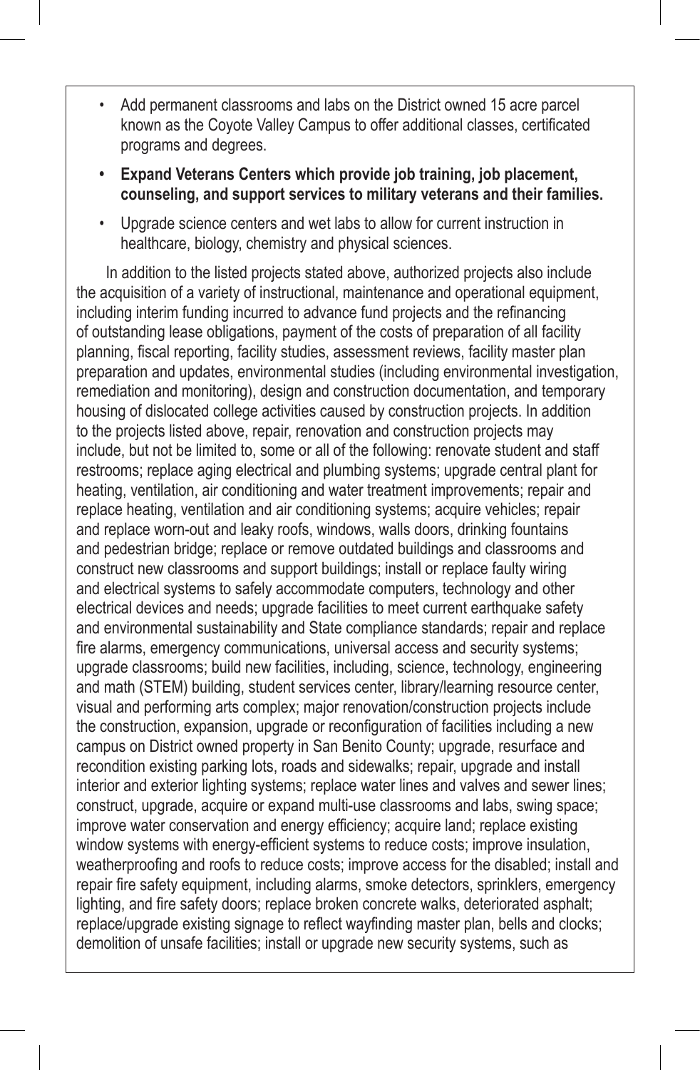- Add permanent classrooms and labs on the District owned 15 acre parcel known as the Coyote Valley Campus to offer additional classes, certificated programs and degrees.
- **Expand Veterans Centers which provide job training, job placement, counseling, and support services to military veterans and their families.**
- Upgrade science centers and wet labs to allow for current instruction in healthcare, biology, chemistry and physical sciences.

In addition to the listed projects stated above, authorized projects also include the acquisition of a variety of instructional, maintenance and operational equipment, including interim funding incurred to advance fund projects and the refinancing of outstanding lease obligations, payment of the costs of preparation of all facility planning, fiscal reporting, facility studies, assessment reviews, facility master plan preparation and updates, environmental studies (including environmental investigation, remediation and monitoring), design and construction documentation, and temporary housing of dislocated college activities caused by construction projects. In addition to the projects listed above, repair, renovation and construction projects may include, but not be limited to, some or all of the following: renovate student and staff restrooms; replace aging electrical and plumbing systems; upgrade central plant for heating, ventilation, air conditioning and water treatment improvements; repair and replace heating, ventilation and air conditioning systems; acquire vehicles; repair and replace worn-out and leaky roofs, windows, walls doors, drinking fountains and pedestrian bridge; replace or remove outdated buildings and classrooms and construct new classrooms and support buildings; install or replace faulty wiring and electrical systems to safely accommodate computers, technology and other electrical devices and needs; upgrade facilities to meet current earthquake safety and environmental sustainability and State compliance standards; repair and replace fire alarms, emergency communications, universal access and security systems; upgrade classrooms; build new facilities, including, science, technology, engineering and math (STEM) building, student services center, library/learning resource center, visual and performing arts complex; major renovation/construction projects include the construction, expansion, upgrade or reconfiguration of facilities including a new campus on District owned property in San Benito County; upgrade, resurface and recondition existing parking lots, roads and sidewalks; repair, upgrade and install interior and exterior lighting systems; replace water lines and valves and sewer lines; construct, upgrade, acquire or expand multi-use classrooms and labs, swing space; improve water conservation and energy efficiency; acquire land; replace existing window systems with energy-efficient systems to reduce costs; improve insulation, weatherproofing and roofs to reduce costs; improve access for the disabled; install and repair fire safety equipment, including alarms, smoke detectors, sprinklers, emergency lighting, and fire safety doors; replace broken concrete walks, deteriorated asphalt; replace/upgrade existing signage to reflect wayfinding master plan, bells and clocks; demolition of unsafe facilities; install or upgrade new security systems, such as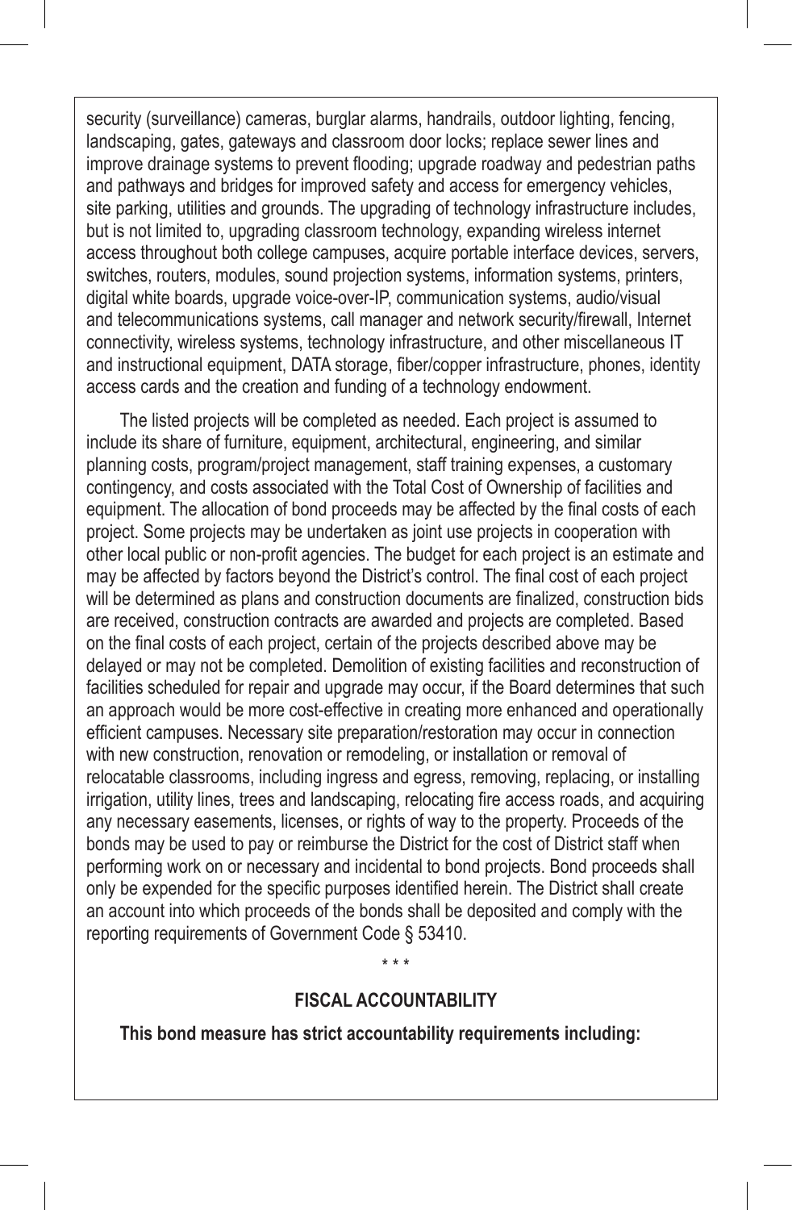security (surveillance) cameras, burglar alarms, handrails, outdoor lighting, fencing, landscaping, gates, gateways and classroom door locks; replace sewer lines and improve drainage systems to prevent flooding; upgrade roadway and pedestrian paths and pathways and bridges for improved safety and access for emergency vehicles, site parking, utilities and grounds. The upgrading of technology infrastructure includes, but is not limited to, upgrading classroom technology, expanding wireless internet access throughout both college campuses, acquire portable interface devices, servers, switches, routers, modules, sound projection systems, information systems, printers, digital white boards, upgrade voice-over-IP, communication systems, audio/visual and telecommunications systems, call manager and network security/firewall, Internet connectivity, wireless systems, technology infrastructure, and other miscellaneous IT and instructional equipment, DATA storage, fiber/copper infrastructure, phones, identity access cards and the creation and funding of a technology endowment.

The listed projects will be completed as needed. Each project is assumed to include its share of furniture, equipment, architectural, engineering, and similar planning costs, program/project management, staff training expenses, a customary contingency, and costs associated with the Total Cost of Ownership of facilities and equipment. The allocation of bond proceeds may be affected by the final costs of each project. Some projects may be undertaken as joint use projects in cooperation with other local public or non-profit agencies. The budget for each project is an estimate and may be affected by factors beyond the District's control. The final cost of each project will be determined as plans and construction documents are finalized, construction bids are received, construction contracts are awarded and projects are completed. Based on the final costs of each project, certain of the projects described above may be delayed or may not be completed. Demolition of existing facilities and reconstruction of facilities scheduled for repair and upgrade may occur, if the Board determines that such an approach would be more cost-effective in creating more enhanced and operationally efficient campuses. Necessary site preparation/restoration may occur in connection with new construction, renovation or remodeling, or installation or removal of relocatable classrooms, including ingress and egress, removing, replacing, or installing irrigation, utility lines, trees and landscaping, relocating fire access roads, and acquiring any necessary easements, licenses, or rights of way to the property. Proceeds of the bonds may be used to pay or reimburse the District for the cost of District staff when performing work on or necessary and incidental to bond projects. Bond proceeds shall only be expended for the specific purposes identified herein. The District shall create an account into which proceeds of the bonds shall be deposited and comply with the reporting requirements of Government Code § 53410.

\* \* \*

## FISCAL ACCOUNTABILITY

**This bond measure has strict accountability requirements including:**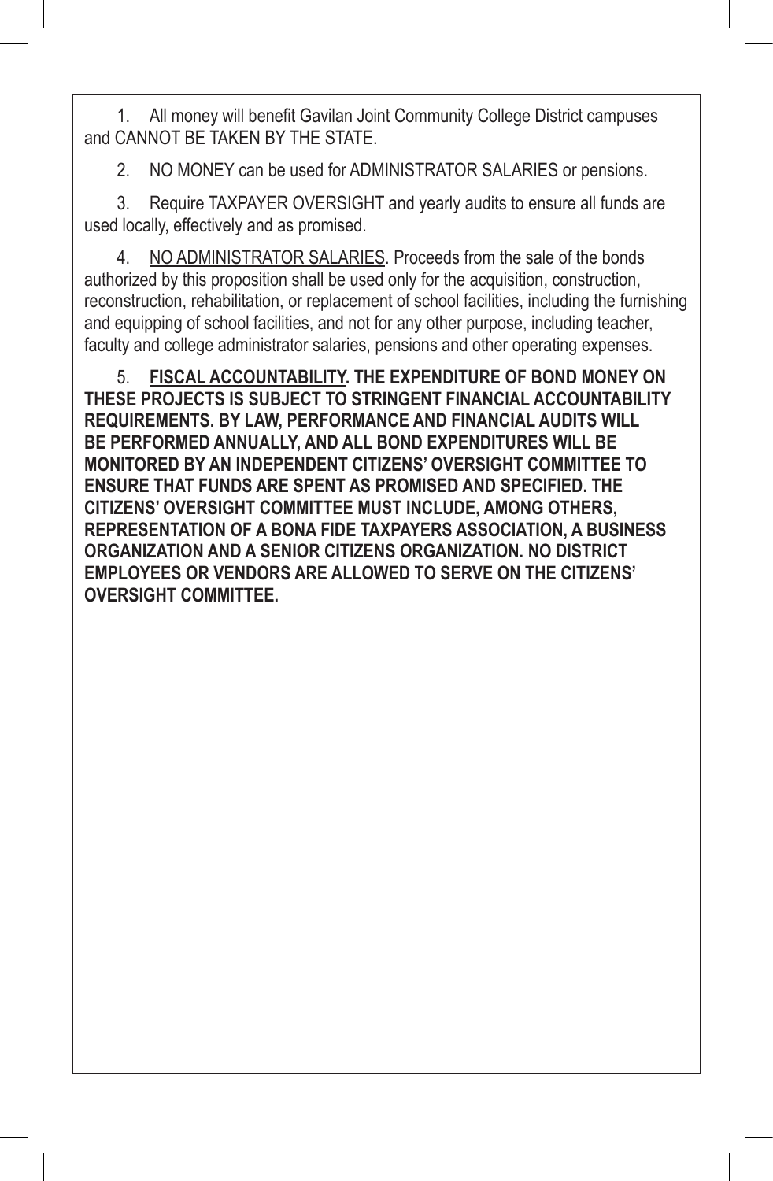1. All money will benefit Gavilan Joint Community College District campuses and CANNOT BE TAKEN BY THE STATE.

2. NO MONEY can be used for ADMINISTRATOR SALARIES or pensions.

3. Require TAXPAYER OVERSIGHT and yearly audits to ensure all funds are used locally, effectively and as promised.

4. <u>NO ADMINISTRATOR SALARIES</u>. Proceeds from the sale of the bonds authorized by this proposition shall be used only for the acquisition, construction, reconstruction, rehabilitation, or replacement of school facilities, including the furnishing and equipping of school facilities, and not for any other purpose, including teacher, faculty and college administrator salaries, pensions and other operating expenses.

5. **<u>FISCAL ACCOUNTABILITY</u>. THE EXPENDITURE OF BOND MONEY ON THESE PROJECTS IS SUBJECT TO STRINGENT FINANCIAL ACCOUNTABILITY REQUIREMENTS. BY LAW, PERFORMANCE AND FINANCIAL AUDITS WILL BE PERFORMED ANNUALLY, AND ALL BOND EXPENDITURES WILL BE MONITORED BY AN INDEPENDENT CITIZENS' OVERSIGHT COMMITTEE TO ENSURE THAT FUNDS ARE SPENT AS PROMISED AND SPECIFIED. THE CITIZENS' OVERSIGHT COMMITTEE MUST INCLUDE, AMONG OTHERS, REPRESENTATION OF A BONA FIDE TAXPAYERS ASSOCIATION, A BUSINESS ORGANIZATION AND A SENIOR CITIZENS ORGANIZATION. NO DISTRICT EMPLOYEES OR VENDORS ARE ALLOWED TO SERVE ON THE CITIZENS' OVERSIGHT COMMITTEE.**